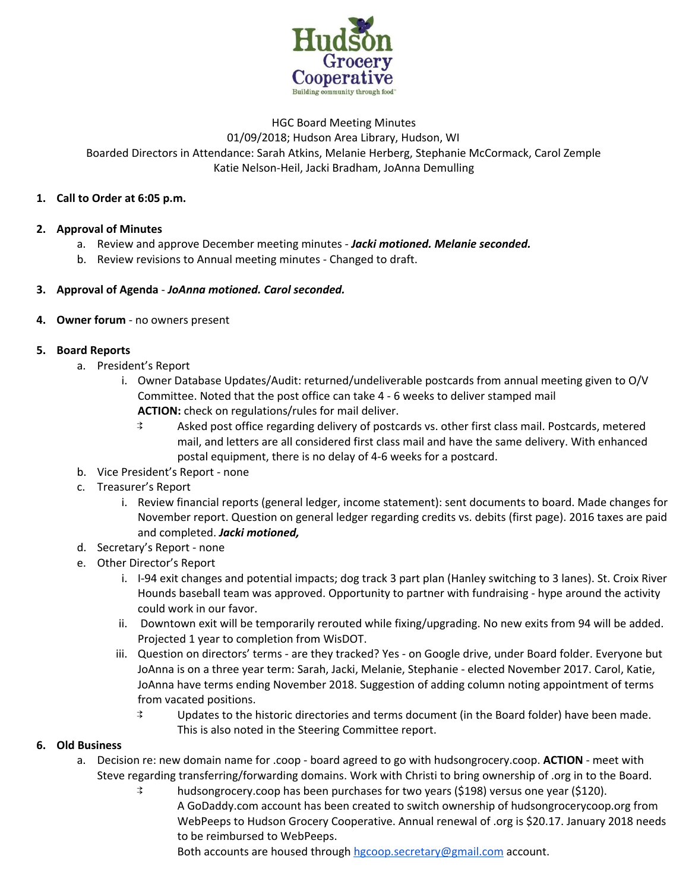Hudson Grocery Cooperative
Building community through food™

HGC Board Meeting Minutes
01/09/2018; Hudson Area Library, Hudson, WI
Boarded Directors in Attendance: Sarah Atkins, Melanie Herberg, Stephanie McCormack, Carol Zemple
Katie Nelson-Heil, Jacki Bradham, JoAnna Demulling

1. **Call to Order at 6:05 p.m.**

2. **Approval of Minutes**
   a. Review and approve December meeting minutes - ***Jacki motioned. Melanie seconded.***
   b. Review revisions to Annual meeting minutes - Changed to draft.

3. **Approval of Agenda** - ***JoAnna motioned. Carol seconded.***

4. **Owner forum** - no owners present

5. **Board Reports**
   a. President's Report
      i. Owner Database Updates/Audit: returned/undeliverable postcards from annual meeting given to O/V Committee. Noted that the post office can take 4 - 6 weeks to deliver stamped mail
         **ACTION:** check on regulations/rules for mail deliver.
         - Asked post office regarding delivery of postcards vs. other first class mail. Postcards, metered mail, and letters are all considered first class mail and have the same delivery. With enhanced postal equipment, there is no delay of 4-6 weeks for a postcard.
   b. Vice President's Report - none
   c. Treasurer's Report
      i. Review financial reports (general ledger, income statement): sent documents to board. Made changes for November report. Question on general ledger regarding credits vs. debits (first page). 2016 taxes are paid and completed. ***Jacki motioned,***
   d. Secretary's Report - none
   e. Other Director's Report
      i. I-94 exit changes and potential impacts; dog track 3 part plan (Hanley switching to 3 lanes). St. Croix River Hounds baseball team was approved. Opportunity to partner with fundraising - hype around the activity could work in our favor.
      ii. Downtown exit will be temporarily rerouted while fixing/upgrading. No new exits from 94 will be added. Projected 1 year to completion from WisDOT.
      iii. Question on directors' terms - are they tracked? Yes - on Google drive, under Board folder. Everyone but JoAnna is on a three year term: Sarah, Jacki, Melanie, Stephanie - elected November 2017. Carol, Katie, JoAnna have terms ending November 2018. Suggestion of adding column noting appointment of terms from vacated positions.
         - Updates to the historic directories and terms document (in the Board folder) have been made. This is also noted in the Steering Committee report.

6. **Old Business**
   a. Decision re: new domain name for .coop - board agreed to go with hudsongrocery.coop. **ACTION** - meet with Steve regarding transferring/forwarding domains. Work with Christi to bring ownership of .org in to the Board.
      - hudsongrocery.coop has been purchases for two years ($198) versus one year ($120).
        A GoDaddy.com account has been created to switch ownership of hudsongrocerycoop.org from WebPeeps to Hudson Grocery Cooperative. Annual renewal of .org is $20.17. January 2018 needs to be reimbursed to WebPeeps.
        Both accounts are housed through hgcoop.secretary@gmail.com account.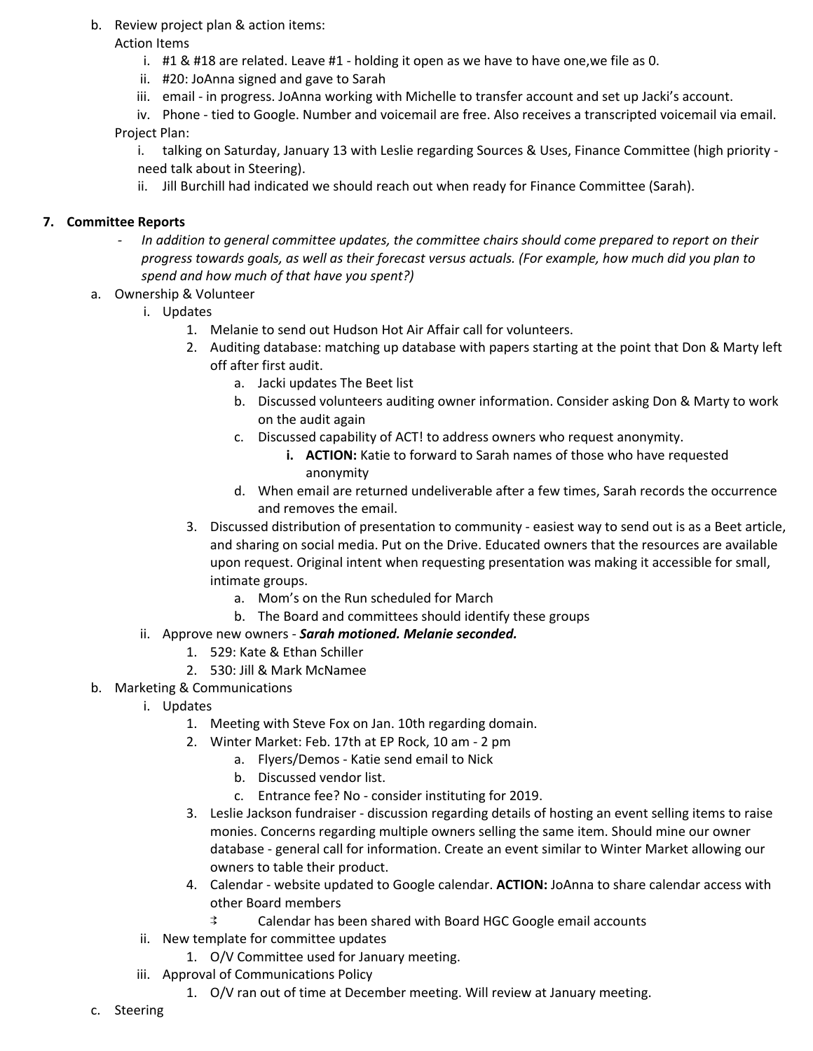b. Review project plan & action items:

   Action Items

   i. #1 & #18 are related. Leave #1 - holding it open as we have to have one,we file as 0.
   ii. #20: JoAnna signed and gave to Sarah
   iii. email - in progress. JoAnna working with Michelle to transfer account and set up Jacki's account.
   iv. Phone - tied to Google. Number and voicemail are free. Also receives a transcripted voicemail via email.

   Project Plan:

   i. talking on Saturday, January 13 with Leslie regarding Sources & Uses, Finance Committee (high priority - need talk about in Steering).
   ii. Jill Burchill had indicated we should reach out when ready for Finance Committee (Sarah).

**7. Committee Reports**

- *In addition to general committee updates, the committee chairs should come prepared to report on their progress towards goals, as well as their forecast versus actuals. (For example, how much did you plan to spend and how much of that have you spent?)*

a. Ownership & Volunteer
   i. Updates
      1. Melanie to send out Hudson Hot Air Affair call for volunteers.
      2. Auditing database: matching up database with papers starting at the point that Don & Marty left off after first audit.
         a. Jacki updates The Beet list
         b. Discussed volunteers auditing owner information. Consider asking Don & Marty to work on the audit again
         c. Discussed capability of ACT! to address owners who request anonymity.
            i. **ACTION:** Katie to forward to Sarah names of those who have requested anonymity
         d. When email are returned undeliverable after a few times, Sarah records the occurrence and removes the email.
      3. Discussed distribution of presentation to community - easiest way to send out is as a Beet article, and sharing on social media. Put on the Drive. Educated owners that the resources are available upon request. Original intent when requesting presentation was making it accessible for small, intimate groups.
         a. Mom's on the Run scheduled for March
         b. The Board and committees should identify these groups
   ii. Approve new owners - ***Sarah motioned. Melanie seconded.***
      1. 529: Kate & Ethan Schiller
      2. 530: Jill & Mark McNamee

b. Marketing & Communications
   i. Updates
      1. Meeting with Steve Fox on Jan. 10th regarding domain.
      2. Winter Market: Feb. 17th at EP Rock, 10 am - 2 pm
         a. Flyers/Demos - Katie send email to Nick
         b. Discussed vendor list.
         c. Entrance fee? No - consider instituting for 2019.
      3. Leslie Jackson fundraiser - discussion regarding details of hosting an event selling items to raise monies. Concerns regarding multiple owners selling the same item. Should mine our owner database - general call for information. Create an event similar to Winter Market allowing our owners to table their product.
      4. Calendar - website updated to Google calendar. **ACTION:** JoAnna to share calendar access with other Board members
         - Calendar has been shared with Board HGC Google email accounts
   ii. New template for committee updates
      1. O/V Committee used for January meeting.
   iii. Approval of Communications Policy
      1. O/V ran out of time at December meeting. Will review at January meeting.

c. Steering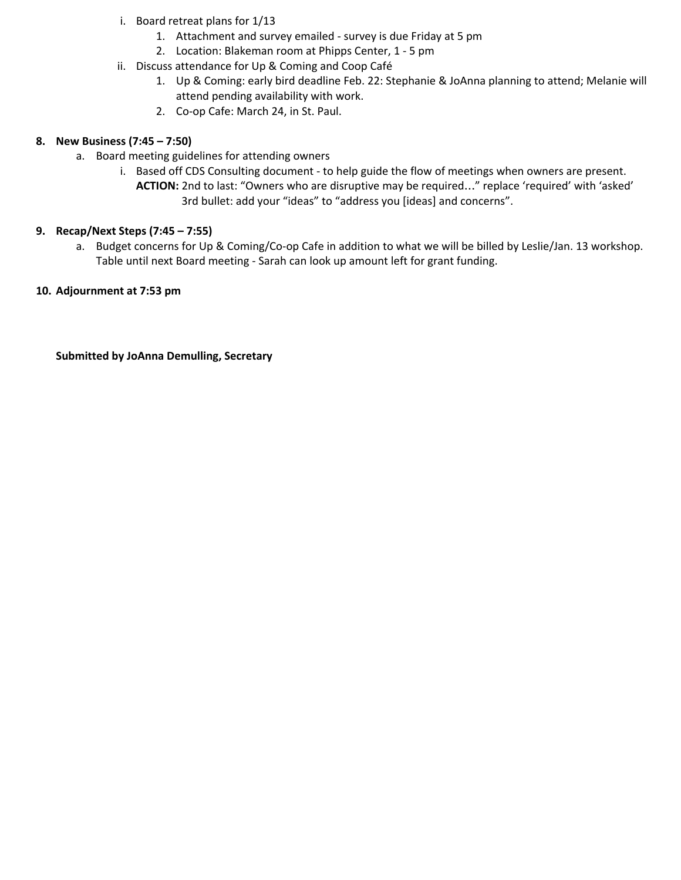i. Board retreat plans for 1/13
    1. Attachment and survey emailed - survey is due Friday at 5 pm
    2. Location: Blakeman room at Phipps Center, 1 - 5 pm

ii. Discuss attendance for Up & Coming and Coop Café
    1. Up & Coming: early bird deadline Feb. 22: Stephanie & JoAnna planning to attend; Melanie will attend pending availability with work.
    2. Co-op Cafe: March 24, in St. Paul.

**8. New Business (7:45 – 7:50)**

a. Board meeting guidelines for attending owners
    i. Based off CDS Consulting document - to help guide the flow of meetings when owners are present.
    **ACTION:** 2nd to last: "Owners who are disruptive may be required…" replace 'required' with 'asked'
    3rd bullet: add your "ideas" to "address you [ideas] and concerns".

**9. Recap/Next Steps (7:45 – 7:55)**

a. Budget concerns for Up & Coming/Co-op Cafe in addition to what we will be billed by Leslie/Jan. 13 workshop. Table until next Board meeting - Sarah can look up amount left for grant funding.

**10. Adjournment at 7:53 pm**

**Submitted by JoAnna Demulling, Secretary**